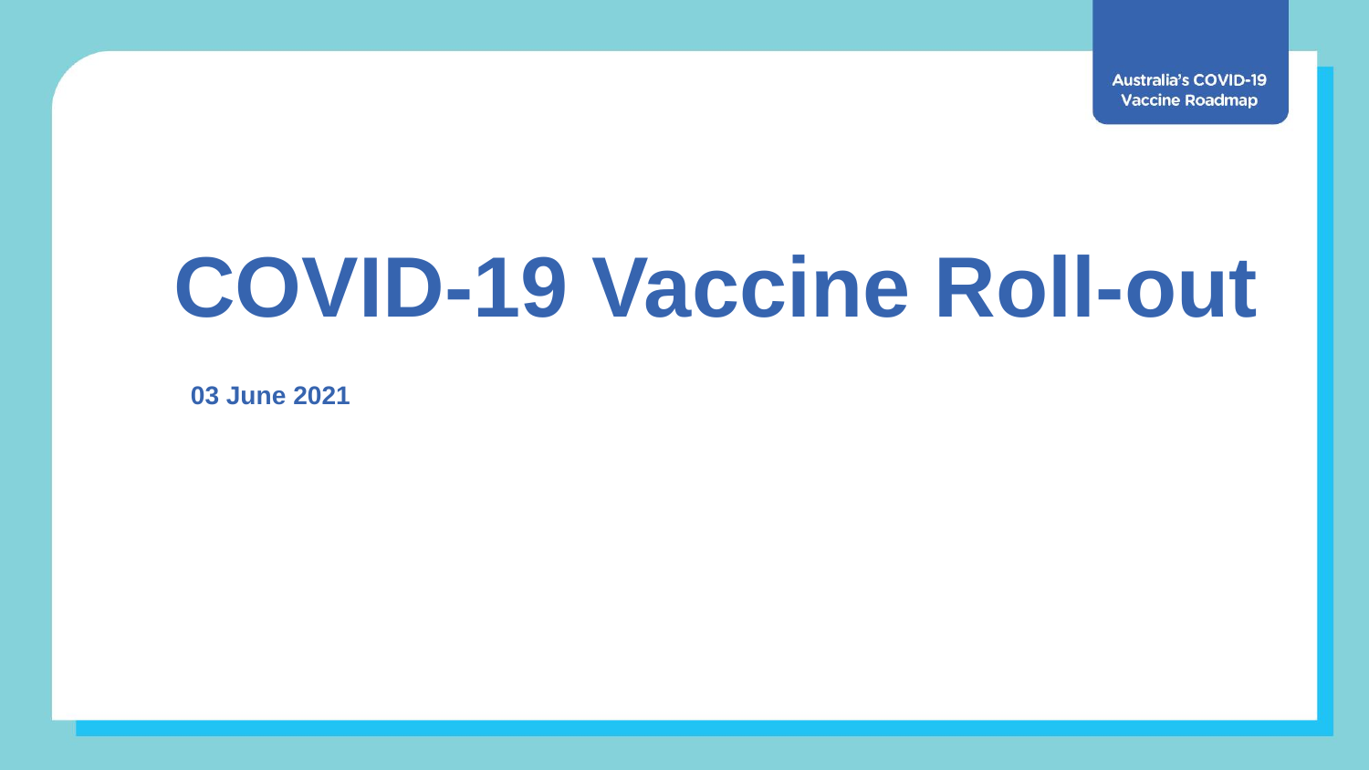Australia's COVID-19 Vaccine Roadmap

# COVID-19 Vaccine Roll-out

**03 June 2021**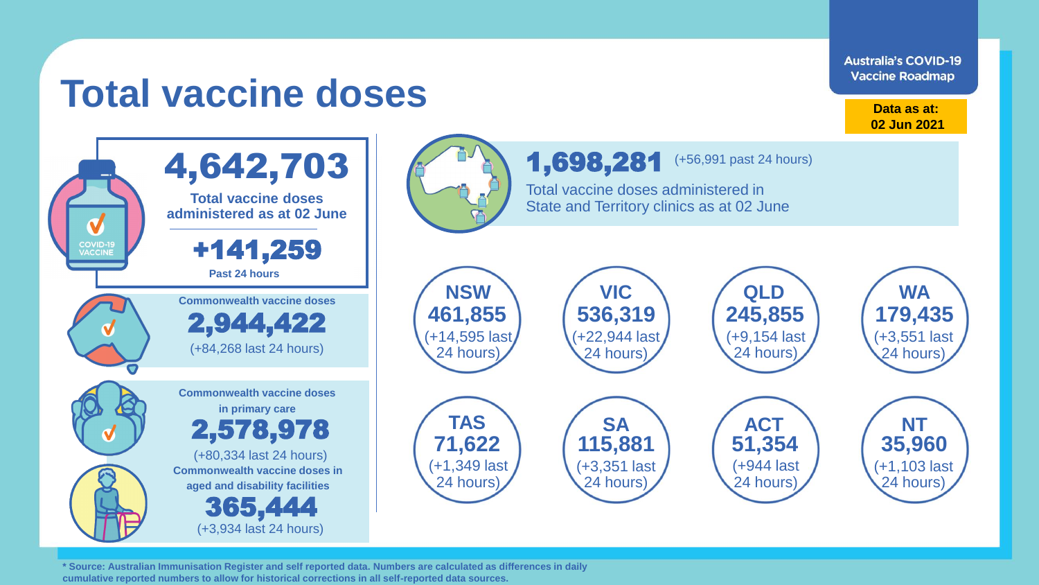# Total vaccine doses

Australia's COVID-19 Vaccine Roadmap

**Data as at: 02 Jun 2021**

## 4,642,703

**Total vaccine doses administered as at 02 June**

## +141,259

**Past 24 hours**

**Commonwealth vaccine doses**

## 2,944,422

(+84,268 last 24 hours)

**Commonwealth vaccine doses in primary care**

## 2,578,978

(+80,334 last 24 hours)

**Commonwealth vaccine doses in aged and disability facilities**

## 365,444

(+3,934 last 24 hours)

## 1,698,281

(+56,991 past 24 hours)

Total vaccine doses administered in State and Territory clinics as at 02 June

| State/Territory | Doses | Last 24 hours |
| --- | --- | --- |
| NSW | 461,855 | +14,595 |
| VIC | 536,319 | +22,944 |
| QLD | 245,855 | +9,154 |
| WA | 179,435 | +3,551 |
| TAS | 71,622 | +1,349 |
| SA | 115,881 | +3,351 |
| ACT | 51,354 | +944 |
| NT | 35,960 | +1,103 |

**\* Source: Australian Immunisation Register and self reported data. Numbers are calculated as differences in daily cumulative reported numbers to allow for historical corrections in all self-reported data sources.**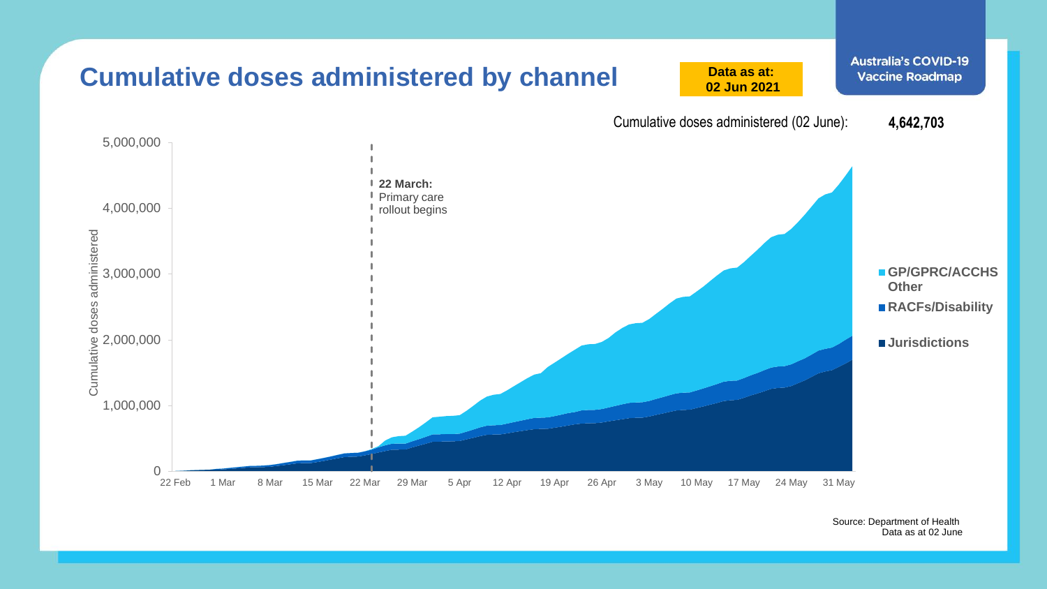# Cumulative doses administered by channel

**Data as at: 02 Jun 2021**

**Australia's COVID-19 Vaccine Roadmap**

Cumulative doses administered (02 June): **4,642,703**

Cumulative doses administered

5,000,000
4,000,000
3,000,000
2,000,000
1,000,000
0

22 Feb | 1 Mar | 8 Mar | 15 Mar | 22 Mar | 29 Mar | 5 Apr | 12 Apr | 19 Apr | 26 Apr | 3 May | 10 May | 17 May | 24 May | 31 May

**22 March:** Primary care rollout begins

- **GP/GPRC/ACCHS Other**
- **RACFs/Disability**
- **Jurisdictions**

Source: Department of Health
Data as at 02 June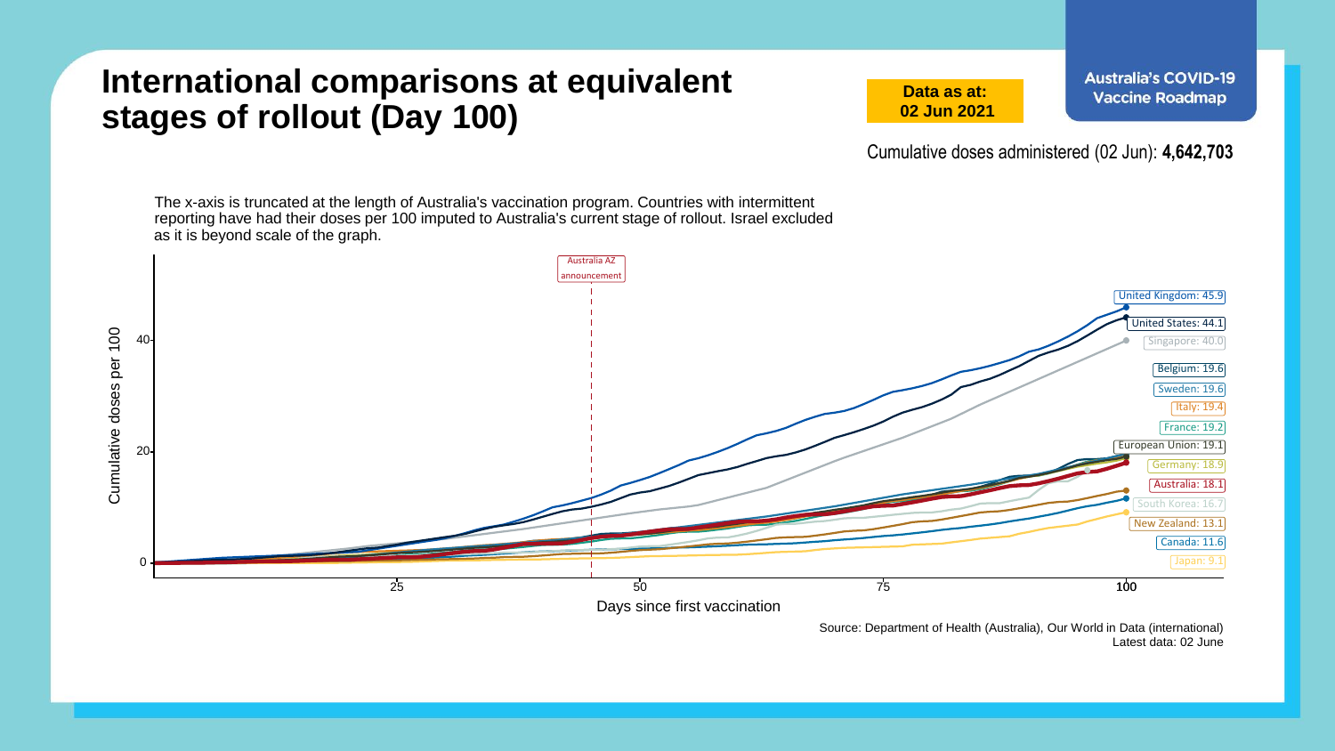# International comparisons at equivalent stages of rollout (Day 100)

**Data as at: 02 Jun 2021**

**Australia's COVID-19 Vaccine Roadmap**

Cumulative doses administered (02 Jun): **4,642,703**

The x-axis is truncated at the length of Australia's vaccination program. Countries with intermittent reporting have had their doses per 100 imputed to Australia's current stage of rollout. Israel excluded as it is beyond scale of the graph.

Australia AZ announcement

Cumulative doses per 100

0

20

40

25

50

75

100

Days since first vaccination

United Kingdom: 45.9

United States: 44.1

Singapore: 40.0

Belgium: 19.6

Sweden: 19.6

Italy: 19.4

France: 19.2

European Union: 19.1

Germany: 18.9

Australia: 18.1

South Korea: 16.7

New Zealand: 13.1

Canada: 11.6

Japan: 9.1

Source: Department of Health (Australia), Our World in Data (international)
Latest data: 02 June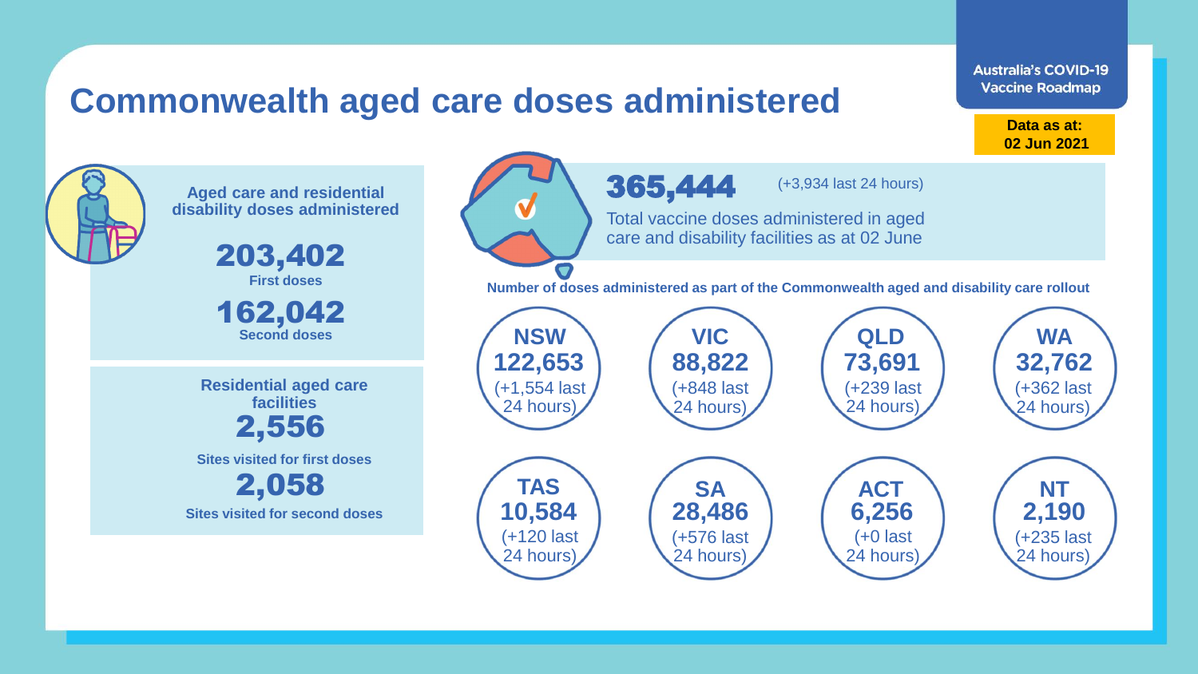# Commonwealth aged care doses administered

Australia's COVID-19 Vaccine Roadmap

**Data as at: 02 Jun 2021**

**Aged care and residential disability doses administered**

**203,402**
**First doses**

**162,042**
**Second doses**

**Residential aged care facilities**

**2,556**
**Sites visited for first doses**

**2,058**
**Sites visited for second doses**

**365,444** (+3,934 last 24 hours)

Total vaccine doses administered in aged care and disability facilities as at 02 June

**Number of doses administered as part of the Commonwealth aged and disability care rollout**

| State/Territory | Doses | Last 24 hours |
|---|---|---|
| **NSW** | **122,653** | (+1,554 last 24 hours) |
| **VIC** | **88,822** | (+848 last 24 hours) |
| **QLD** | **73,691** | (+239 last 24 hours) |
| **WA** | **32,762** | (+362 last 24 hours) |
| **TAS** | **10,584** | (+120 last 24 hours) |
| **SA** | **28,486** | (+576 last 24 hours) |
| **ACT** | **6,256** | (+0 last 24 hours) |
| **NT** | **2,190** | (+235 last 24 hours) |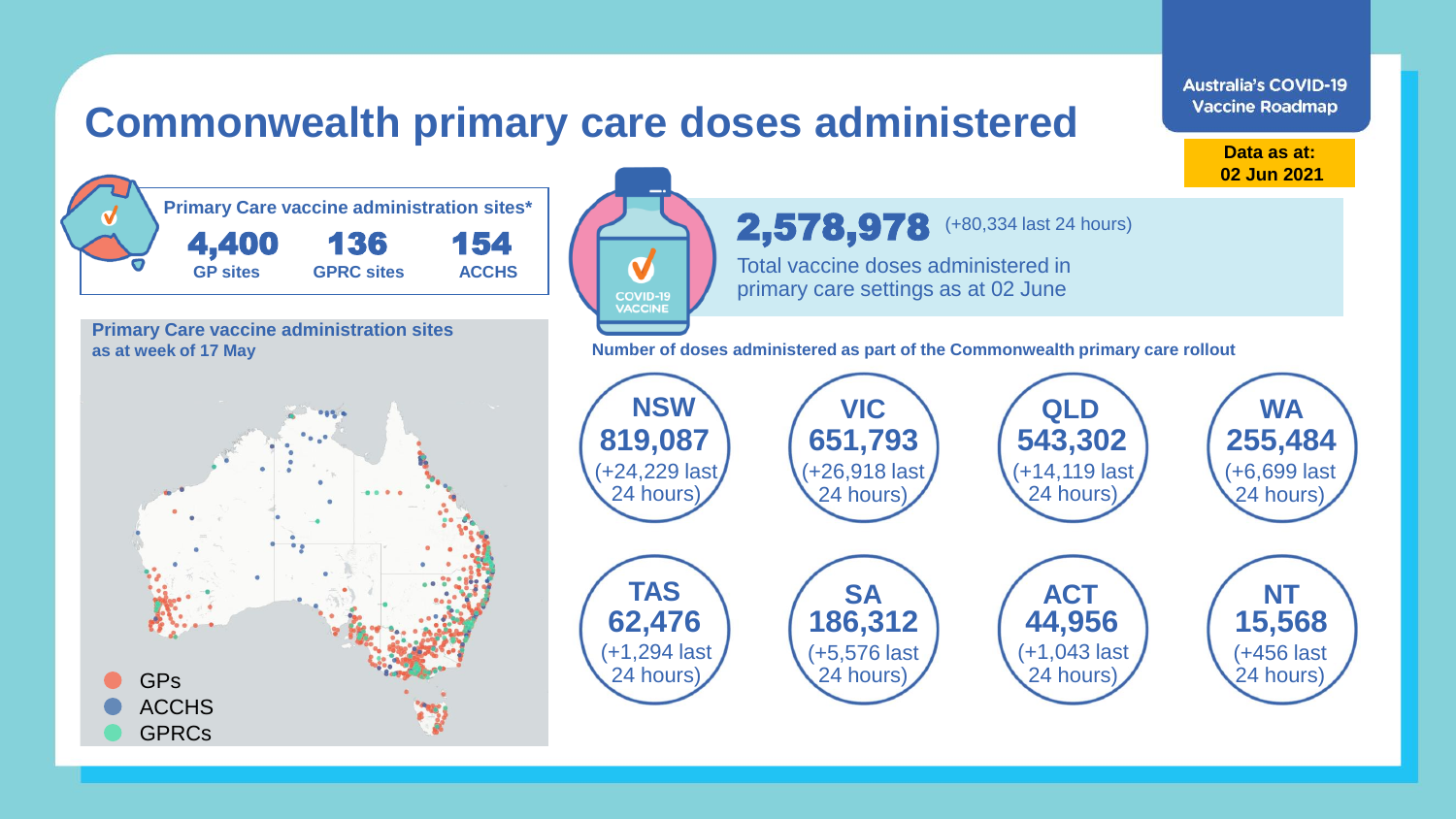Australia's COVID-19 Vaccine Roadmap

**Data as at: 02 Jun 2021**

# Commonwealth primary care doses administered

**Primary Care vaccine administration sites***

**4,400** GP sites

**136** GPRC sites

**154** ACCHS

**2,578,978** (+80,334 last 24 hours)

Total vaccine doses administered in primary care settings as at 02 June

**Primary Care vaccine administration sites as at week of 17 May**

GPs

ACCHS

GPRCs

**Number of doses administered as part of the Commonwealth primary care rollout**

**NSW**
**819,087**
(+24,229 last 24 hours)

**VIC**
**651,793**
(+26,918 last 24 hours)

**QLD**
**543,302**
(+14,119 last 24 hours)

**WA**
**255,484**
(+6,699 last 24 hours)

**TAS**
**62,476**
(+1,294 last 24 hours)

**SA**
**186,312**
(+5,576 last 24 hours)

**ACT**
**44,956**
(+1,043 last 24 hours)

**NT**
**15,568**
(+456 last 24 hours)